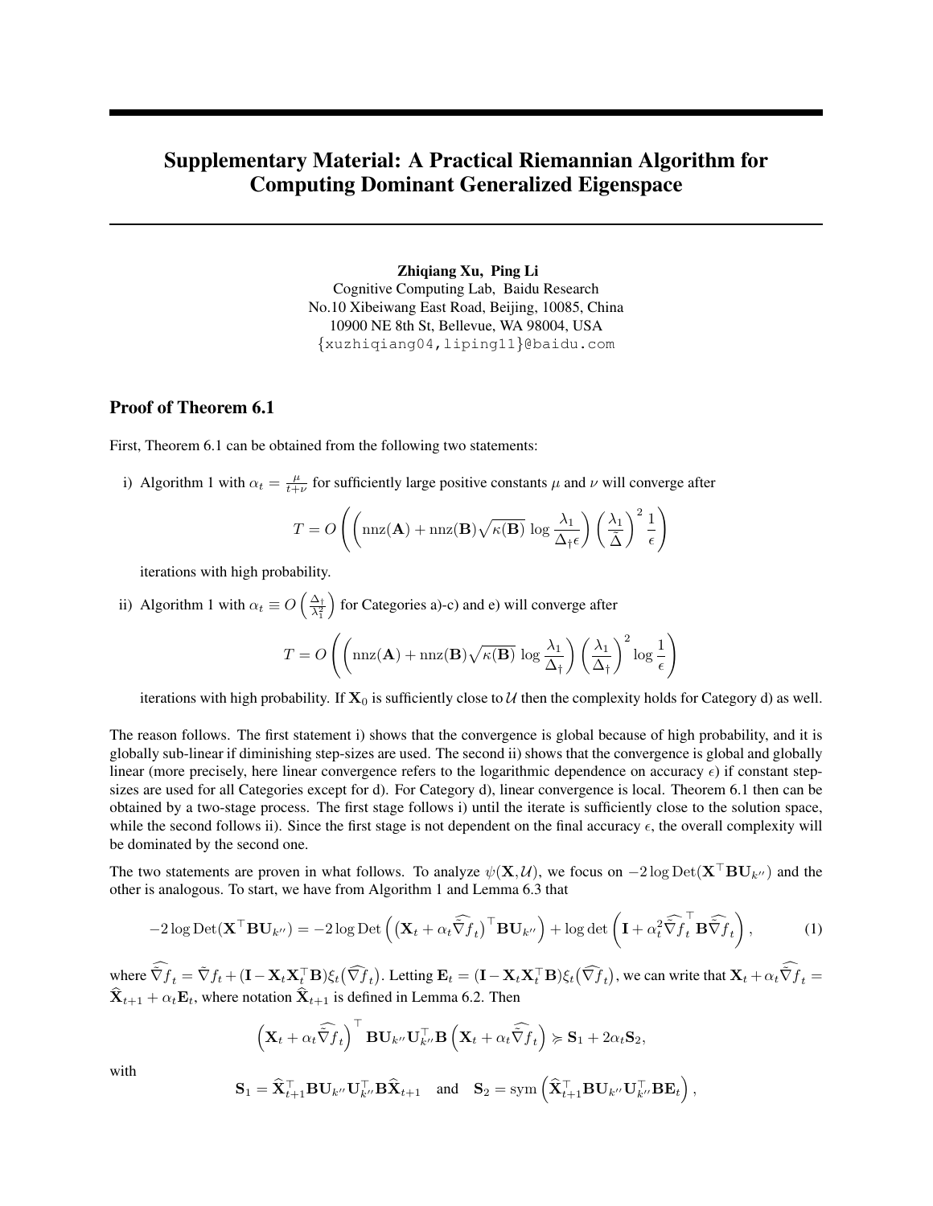# Supplementary Material: A Practical Riemannian Algorithm for Computing Dominant Generalized Eigenspace

**Zhiqiang Xu, Ping Li**
Cognitive Computing Lab, Baidu Research
No.10 Xibeiwang East Road, Beijing, 10085, China
10900 NE 8th St, Bellevue, WA 98004, USA
{xuzhiqiang04,liping11}@baidu.com

## Proof of Theorem 6.1

First, Theorem 6.1 can be obtained from the following two statements:

i) Algorithm 1 with $\alpha_t = \frac{\mu}{t+\nu}$ for sufficiently large positive constants $\mu$ and $\nu$ will converge after

$$T = O\left(\left(\text{nnz}(\mathbf{A}) + \text{nnz}(\mathbf{B})\sqrt{\kappa(\mathbf{B})}\,\log\frac{\lambda_1}{\Delta_\dagger \epsilon}\right)\left(\frac{\lambda_1}{\tilde{\Delta}}\right)^2 \frac{1}{\epsilon}\right)$$

iterations with high probability.

ii) Algorithm 1 with $\alpha_t \equiv O\left(\frac{\Delta_\dagger}{\lambda_1^2}\right)$ for Categories a)-c) and e) will converge after

$$T = O\left(\left(\text{nnz}(\mathbf{A}) + \text{nnz}(\mathbf{B})\sqrt{\kappa(\mathbf{B})}\,\log\frac{\lambda_1}{\Delta_\dagger}\right)\left(\frac{\lambda_1}{\Delta_\dagger}\right)^2 \log\frac{1}{\epsilon}\right)$$

iterations with high probability. If $\mathbf{X}_0$ is sufficiently close to $\mathcal{U}$ then the complexity holds for Category d) as well.

The reason follows. The first statement i) shows that the convergence is global because of high probability, and it is globally sub-linear if diminishing step-sizes are used. The second ii) shows that the convergence is global and globally linear (more precisely, here linear convergence refers to the logarithmic dependence on accuracy $\epsilon$) if constant step-sizes are used for all Categories except for d). For Category d), linear convergence is local. Theorem 6.1 then can be obtained by a two-stage process. The first stage follows i) until the iterate is sufficiently close to the solution space, while the second follows ii). Since the first stage is not dependent on the final accuracy $\epsilon$, the overall complexity will be dominated by the second one.

The two statements are proven in what follows. To analyze $\psi(\mathbf{X}, \mathcal{U})$, we focus on $-2\log\text{Det}(\mathbf{X}^\top\mathbf{B}\mathbf{U}_{k''})$ and the other is analogous. To start, we have from Algorithm 1 and Lemma 6.3 that

$$-2\log\text{Det}(\mathbf{X}^\top\mathbf{B}\mathbf{U}_{k''}) = -2\log\text{Det}\left(\left(\mathbf{X}_t + \alpha_t\widehat{\tilde{\nabla}f}_t\right)^\top\mathbf{B}\mathbf{U}_{k''}\right) + \log\det\left(\mathbf{I} + \alpha_t^2\widehat{\tilde{\nabla}f}_t^\top\mathbf{B}\widehat{\tilde{\nabla}f}_t\right), \tag{1}$$

where $\widehat{\tilde{\nabla}f}_t = \tilde{\nabla}f_t + (\mathbf{I} - \mathbf{X}_t\mathbf{X}_t^\top\mathbf{B})\xi_t(\widehat{\nabla f}_t)$. Letting $\mathbf{E}_t = (\mathbf{I} - \mathbf{X}_t\mathbf{X}_t^\top\mathbf{B})\xi_t(\widehat{\nabla f}_t)$, we can write that $\mathbf{X}_t + \alpha_t\widehat{\tilde{\nabla}f}_t = \widehat{\mathbf{X}}_{t+1} + \alpha_t\mathbf{E}_t$, where notation $\widehat{\mathbf{X}}_{t+1}$ is defined in Lemma 6.2. Then

$$\left(\mathbf{X}_t + \alpha_t\widehat{\tilde{\nabla}f}_t\right)^\top\mathbf{B}\mathbf{U}_{k''}\mathbf{U}_{k''}^\top\mathbf{B}\left(\mathbf{X}_t + \alpha_t\widehat{\tilde{\nabla}f}_t\right) \succcurlyeq \mathbf{S}_1 + 2\alpha_t\mathbf{S}_2,$$

with

$$\mathbf{S}_1 = \widehat{\mathbf{X}}_{t+1}^\top\mathbf{B}\mathbf{U}_{k''}\mathbf{U}_{k''}^\top\mathbf{B}\widehat{\mathbf{X}}_{t+1} \quad \text{and} \quad \mathbf{S}_2 = \text{sym}\left(\widehat{\mathbf{X}}_{t+1}^\top\mathbf{B}\mathbf{U}_{k''}\mathbf{U}_{k''}^\top\mathbf{B}\mathbf{E}_t\right),$$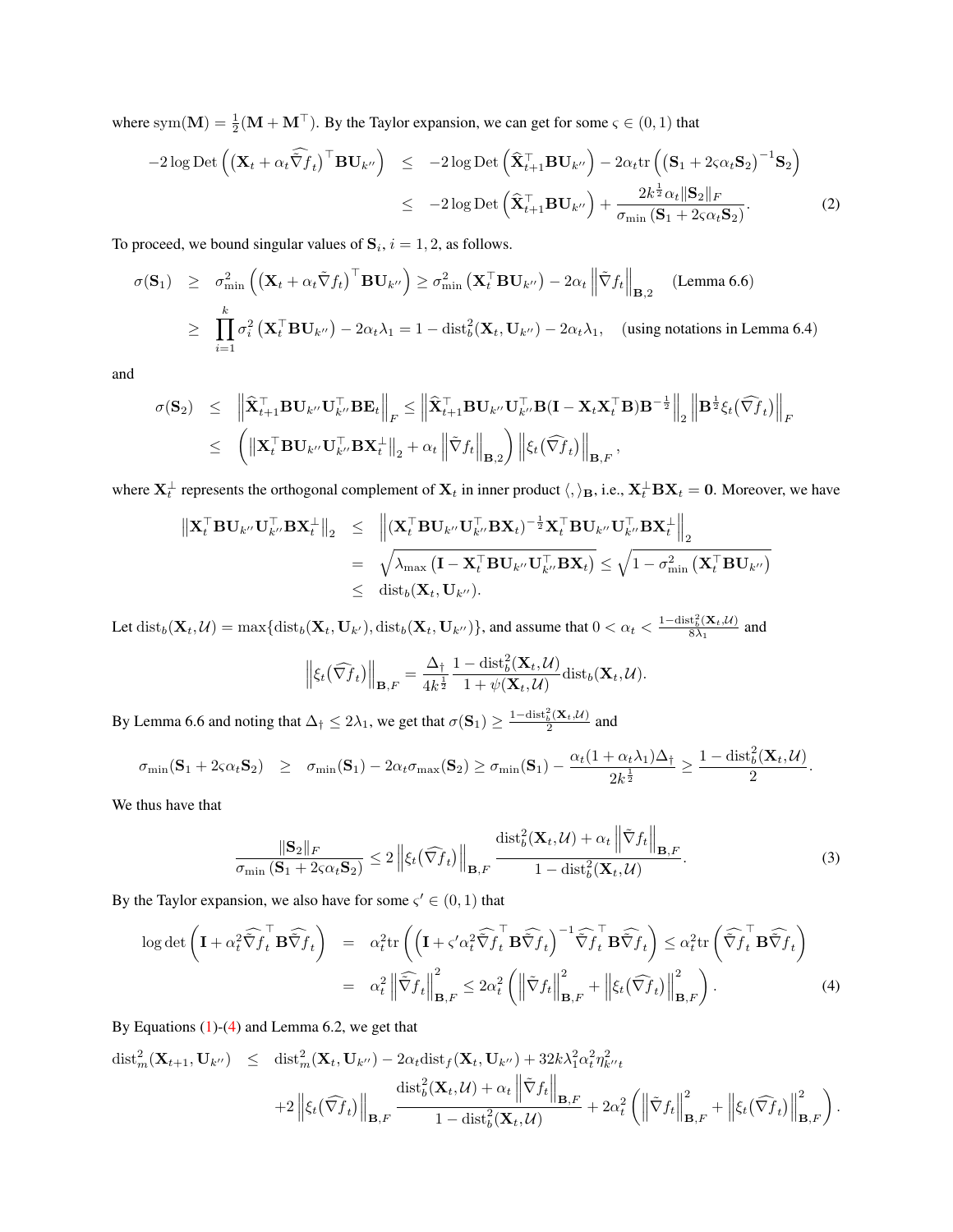where $\mathrm{sym}(\mathbf{M}) = \frac{1}{2}(\mathbf{M} + \mathbf{M}^\top)$. By the Taylor expansion, we can get for some $\varsigma \in (0,1)$ that

$$
\begin{aligned}
-2\log \mathrm{Det}\left(\left(\mathbf{X}_t + \alpha_t \widehat{\tilde{\nabla}} f_t\right)^\top \mathbf{B}\mathbf{U}_{k''}\right) &\leq -2\log \mathrm{Det}\left(\widehat{\mathbf{X}}_{t+1}^\top \mathbf{B}\mathbf{U}_{k''}\right) - 2\alpha_t \mathrm{tr}\left(\left(\mathbf{S}_1 + 2\varsigma\alpha_t \mathbf{S}_2\right)^{-1}\mathbf{S}_2\right) \\
&\leq -2\log \mathrm{Det}\left(\widehat{\mathbf{X}}_{t+1}^\top \mathbf{B}\mathbf{U}_{k''}\right) + \frac{2k^{\frac{1}{2}}\alpha_t \|\mathbf{S}_2\|_F}{\sigma_{\min}\left(\mathbf{S}_1 + 2\varsigma\alpha_t \mathbf{S}_2\right)}. \qquad (2)
\end{aligned}
$$

To proceed, we bound singular values of $\mathbf{S}_i$, $i = 1, 2$, as follows.

$$
\begin{aligned}
\sigma(\mathbf{S}_1) &\geq \sigma_{\min}^2\left(\left(\mathbf{X}_t + \alpha_t \tilde{\nabla} f_t\right)^\top \mathbf{B}\mathbf{U}_{k''}\right) \geq \sigma_{\min}^2\left(\mathbf{X}_t^\top \mathbf{B}\mathbf{U}_{k''}\right) - 2\alpha_t \left\|\tilde{\nabla} f_t\right\|_{\mathbf{B},2} \quad \text{(Lemma 6.6)} \\
&\geq \prod_{i=1}^{k} \sigma_i^2\left(\mathbf{X}_t^\top \mathbf{B}\mathbf{U}_{k''}\right) - 2\alpha_t\lambda_1 = 1 - \mathrm{dist}_b^2(\mathbf{X}_t, \mathbf{U}_{k''}) - 2\alpha_t\lambda_1, \quad \text{(using notations in Lemma 6.4)}
\end{aligned}
$$

and

$$
\begin{aligned}
\sigma(\mathbf{S}_2) &\leq \left\|\widehat{\mathbf{X}}_{t+1}^\top \mathbf{B}\mathbf{U}_{k''}\mathbf{U}_{k''}^\top \mathbf{B}\mathbf{E}_t\right\|_F \leq \left\|\widehat{\mathbf{X}}_{t+1}^\top \mathbf{B}\mathbf{U}_{k''}\mathbf{U}_{k''}^\top \mathbf{B}(\mathbf{I} - \mathbf{X}_t\mathbf{X}_t^\top \mathbf{B})\mathbf{B}^{-\frac{1}{2}}\right\|_2 \left\|\mathbf{B}^{\frac{1}{2}}\xi_t(\widehat{\nabla} f_t)\right\|_F \\
&\leq \left(\left\|\mathbf{X}_t^\top \mathbf{B}\mathbf{U}_{k''}\mathbf{U}_{k''}^\top \mathbf{B}\mathbf{X}_t^\perp\right\|_2 + \alpha_t \left\|\tilde{\nabla} f_t\right\|_{\mathbf{B},2}\right) \left\|\xi_t(\widehat{\nabla} f_t)\right\|_{\mathbf{B},F},
\end{aligned}
$$

where $\mathbf{X}_t^\perp$ represents the orthogonal complement of $\mathbf{X}_t$ in inner product $\langle,\rangle_{\mathbf{B}}$, i.e., $\mathbf{X}_t^\perp \mathbf{B}\mathbf{X}_t = \mathbf{0}$. Moreover, we have

$$
\begin{aligned}
\left\|\mathbf{X}_t^\top \mathbf{B}\mathbf{U}_{k''}\mathbf{U}_{k''}^\top \mathbf{B}\mathbf{X}_t^\perp\right\|_2 &\leq \left\|(\mathbf{X}_t^\top \mathbf{B}\mathbf{U}_{k''}\mathbf{U}_{k''}^\top \mathbf{B}\mathbf{X}_t)^{-\frac{1}{2}}\mathbf{X}_t^\top \mathbf{B}\mathbf{U}_{k''}\mathbf{U}_{k''}^\top \mathbf{B}\mathbf{X}_t^\perp\right\|_2 \\
&= \sqrt{\lambda_{\max}\left(\mathbf{I} - \mathbf{X}_t^\top \mathbf{B}\mathbf{U}_{k''}\mathbf{U}_{k''}^\top \mathbf{B}\mathbf{X}_t\right)} \leq \sqrt{1 - \sigma_{\min}^2\left(\mathbf{X}_t^\top \mathbf{B}\mathbf{U}_{k''}\right)} \\
&\leq \mathrm{dist}_b(\mathbf{X}_t, \mathbf{U}_{k''}).
\end{aligned}
$$

Let $\mathrm{dist}_b(\mathbf{X}_t, \mathcal{U}) = \max\{\mathrm{dist}_b(\mathbf{X}_t, \mathbf{U}_{k'}), \mathrm{dist}_b(\mathbf{X}_t, \mathbf{U}_{k''})\}$, and assume that $0 < \alpha_t < \frac{1 - \mathrm{dist}_b^2(\mathbf{X}_t, \mathcal{U})}{8\lambda_1}$ and

$$
\left\|\xi_t(\widehat{\nabla} f_t)\right\|_{\mathbf{B},F} = \frac{\Delta_\dagger}{4k^{\frac{1}{2}}} \frac{1 - \mathrm{dist}_b^2(\mathbf{X}_t, \mathcal{U})}{1 + \psi(\mathbf{X}_t, \mathcal{U})} \mathrm{dist}_b(\mathbf{X}_t, \mathcal{U}).
$$

By Lemma 6.6 and noting that $\Delta_\dagger \leq 2\lambda_1$, we get that $\sigma(\mathbf{S}_1) \geq \frac{1 - \mathrm{dist}_b^2(\mathbf{X}_t, \mathcal{U})}{2}$ and

$$
\sigma_{\min}(\mathbf{S}_1 + 2\varsigma\alpha_t\mathbf{S}_2) \geq \sigma_{\min}(\mathbf{S}_1) - 2\alpha_t\sigma_{\max}(\mathbf{S}_2) \geq \sigma_{\min}(\mathbf{S}_1) - \frac{\alpha_t(1 + \alpha_t\lambda_1)\Delta_\dagger}{2k^{\frac{1}{2}}} \geq \frac{1 - \mathrm{dist}_b^2(\mathbf{X}_t, \mathcal{U})}{2}.
$$

We thus have that

$$
\frac{\|\mathbf{S}_2\|_F}{\sigma_{\min}\left(\mathbf{S}_1 + 2\varsigma\alpha_t\mathbf{S}_2\right)} \leq 2\left\|\xi_t(\widehat{\nabla} f_t)\right\|_{\mathbf{B},F} \frac{\mathrm{dist}_b^2(\mathbf{X}_t, \mathcal{U}) + \alpha_t \left\|\tilde{\nabla} f_t\right\|_{\mathbf{B},F}}{1 - \mathrm{dist}_b^2(\mathbf{X}_t, \mathcal{U})}. \qquad (3)
$$

By the Taylor expansion, we also have for some $\varsigma' \in (0,1)$ that

$$
\begin{aligned}
\log\det\left(\mathbf{I} + \alpha_t^2 \widehat{\tilde{\nabla}} f_t^\top \mathbf{B}\widehat{\tilde{\nabla}} f_t\right) &= \alpha_t^2 \mathrm{tr}\left(\left(\mathbf{I} + \varsigma'\alpha_t^2 \widehat{\tilde{\nabla}} f_t^\top \mathbf{B}\widehat{\tilde{\nabla}} f_t\right)^{-1} \widehat{\tilde{\nabla}} f_t^\top \mathbf{B}\widehat{\tilde{\nabla}} f_t\right) \leq \alpha_t^2 \mathrm{tr}\left(\widehat{\tilde{\nabla}} f_t^\top \mathbf{B}\widehat{\tilde{\nabla}} f_t\right) \\
&= \alpha_t^2 \left\|\widehat{\tilde{\nabla}} f_t\right\|_{\mathbf{B},F}^2 \leq 2\alpha_t^2\left(\left\|\tilde{\nabla} f_t\right\|_{\mathbf{B},F}^2 + \left\|\xi_t(\widehat{\nabla} f_t)\right\|_{\mathbf{B},F}^2\right). \qquad (4)
\end{aligned}
$$

By Equations (1)-(4) and Lemma 6.2, we get that

$$
\begin{aligned}
\mathrm{dist}_m^2(\mathbf{X}_{t+1}, \mathbf{U}_{k''}) &\leq \mathrm{dist}_m^2(\mathbf{X}_t, \mathbf{U}_{k''}) - 2\alpha_t \mathrm{dist}_f(\mathbf{X}_t, \mathbf{U}_{k''}) + 32k\lambda_1^2\alpha_t^2\eta_{k''t}^2 \\
&\quad + 2\left\|\xi_t(\widehat{\nabla} f_t)\right\|_{\mathbf{B},F} \frac{\mathrm{dist}_b^2(\mathbf{X}_t, \mathcal{U}) + \alpha_t \left\|\tilde{\nabla} f_t\right\|_{\mathbf{B},F}}{1 - \mathrm{dist}_b^2(\mathbf{X}_t, \mathcal{U})} + 2\alpha_t^2\left(\left\|\tilde{\nabla} f_t\right\|_{\mathbf{B},F}^2 + \left\|\xi_t(\widehat{\nabla} f_t)\right\|_{\mathbf{B},F}^2\right).
\end{aligned}
$$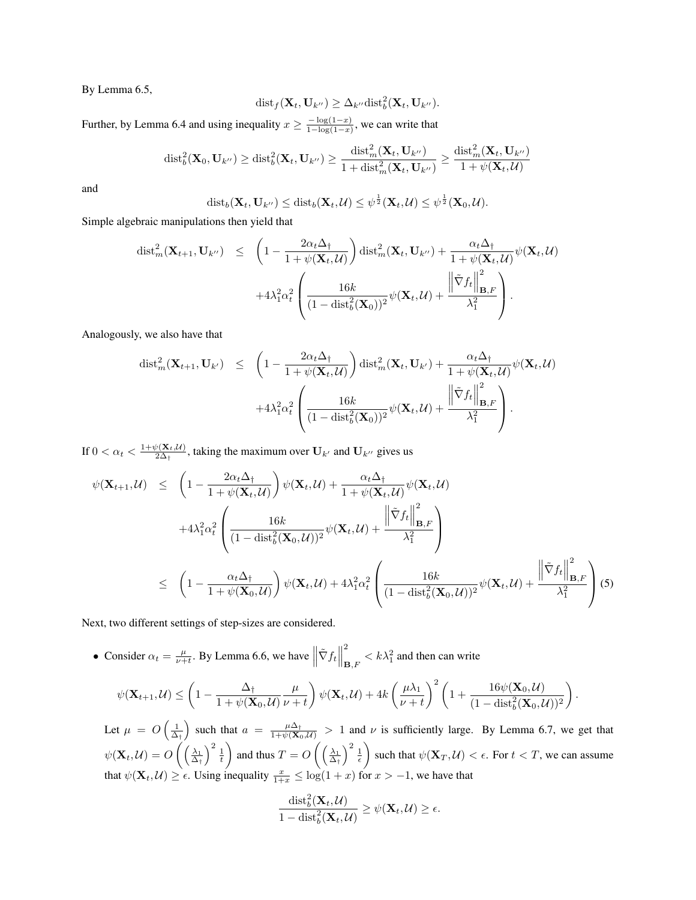By Lemma 6.5,

$$\mathrm{dist}_f(\mathbf{X}_t, \mathbf{U}_{k''}) \geq \Delta_{k''} \mathrm{dist}_b^2(\mathbf{X}_t, \mathbf{U}_{k''}).$$

Further, by Lemma 6.4 and using inequality $x \geq \frac{-\log(1-x)}{1-\log(1-x)}$, we can write that

$$\mathrm{dist}_b^2(\mathbf{X}_0, \mathbf{U}_{k''}) \geq \mathrm{dist}_b^2(\mathbf{X}_t, \mathbf{U}_{k''}) \geq \frac{\mathrm{dist}_m^2(\mathbf{X}_t, \mathbf{U}_{k''})}{1+\mathrm{dist}_m^2(\mathbf{X}_t, \mathbf{U}_{k''})} \geq \frac{\mathrm{dist}_m^2(\mathbf{X}_t, \mathbf{U}_{k''})}{1+\psi(\mathbf{X}_t, \mathcal{U})}$$

and

$$\mathrm{dist}_b(\mathbf{X}_t, \mathbf{U}_{k''}) \leq \mathrm{dist}_b(\mathbf{X}_t, \mathcal{U}) \leq \psi^{\frac{1}{2}}(\mathbf{X}_t, \mathcal{U}) \leq \psi^{\frac{1}{2}}(\mathbf{X}_0, \mathcal{U}).$$

Simple algebraic manipulations then yield that

$$\begin{aligned}
\mathrm{dist}_m^2(\mathbf{X}_{t+1}, \mathbf{U}_{k''}) \quad &\leq \quad \left(1 - \frac{2\alpha_t \Delta_\dagger}{1+\psi(\mathbf{X}_t, \mathcal{U})}\right) \mathrm{dist}_m^2(\mathbf{X}_t, \mathbf{U}_{k''}) + \frac{\alpha_t \Delta_\dagger}{1+\psi(\mathbf{X}_t, \mathcal{U})} \psi(\mathbf{X}_t, \mathcal{U}) \\
&\quad + 4\lambda_1^2 \alpha_t^2 \left( \frac{16k}{(1-\mathrm{dist}_b^2(\mathbf{X}_0))^2} \psi(\mathbf{X}_t, \mathcal{U}) + \frac{\left\|\tilde{\nabla} f_t\right\|_{\mathbf{B},F}^2}{\lambda_1^2} \right).
\end{aligned}$$

Analogously, we also have that

$$\begin{aligned}
\mathrm{dist}_m^2(\mathbf{X}_{t+1}, \mathbf{U}_{k'}) \quad &\leq \quad \left(1 - \frac{2\alpha_t \Delta_\dagger}{1+\psi(\mathbf{X}_t, \mathcal{U})}\right) \mathrm{dist}_m^2(\mathbf{X}_t, \mathbf{U}_{k'}) + \frac{\alpha_t \Delta_\dagger}{1+\psi(\mathbf{X}_t, \mathcal{U})} \psi(\mathbf{X}_t, \mathcal{U}) \\
&\quad + 4\lambda_1^2 \alpha_t^2 \left( \frac{16k}{(1-\mathrm{dist}_b^2(\mathbf{X}_0))^2} \psi(\mathbf{X}_t, \mathcal{U}) + \frac{\left\|\tilde{\nabla} f_t\right\|_{\mathbf{B},F}^2}{\lambda_1^2} \right).
\end{aligned}$$

If $0 < \alpha_t < \frac{1+\psi(\mathbf{X}_t, \mathcal{U})}{2\Delta_\dagger}$, taking the maximum over $\mathbf{U}_{k'}$ and $\mathbf{U}_{k''}$ gives us

$$\begin{aligned}
\psi(\mathbf{X}_{t+1}, \mathcal{U}) \quad &\leq \quad \left(1 - \frac{2\alpha_t \Delta_\dagger}{1+\psi(\mathbf{X}_t, \mathcal{U})}\right) \psi(\mathbf{X}_t, \mathcal{U}) + \frac{\alpha_t \Delta_\dagger}{1+\psi(\mathbf{X}_t, \mathcal{U})} \psi(\mathbf{X}_t, \mathcal{U}) \\
&\quad + 4\lambda_1^2 \alpha_t^2 \left( \frac{16k}{(1-\mathrm{dist}_b^2(\mathbf{X}_0, \mathcal{U}))^2} \psi(\mathbf{X}_t, \mathcal{U}) + \frac{\left\|\tilde{\nabla} f_t\right\|_{\mathbf{B},F}^2}{\lambda_1^2} \right) \\
&\leq \quad \left(1 - \frac{\alpha_t \Delta_\dagger}{1+\psi(\mathbf{X}_0, \mathcal{U})}\right) \psi(\mathbf{X}_t, \mathcal{U}) + 4\lambda_1^2 \alpha_t^2 \left( \frac{16k}{(1-\mathrm{dist}_b^2(\mathbf{X}_0, \mathcal{U}))^2} \psi(\mathbf{X}_t, \mathcal{U}) + \frac{\left\|\tilde{\nabla} f_t\right\|_{\mathbf{B},F}^2}{\lambda_1^2} \right) \quad (5)
\end{aligned}$$

Next, two different settings of step-sizes are considered.

- Consider $\alpha_t = \frac{\mu}{\nu+t}$. By Lemma 6.6, we have $\left\|\tilde{\nabla} f_t\right\|_{\mathbf{B},F}^2 < k\lambda_1^2$ and then can write

$$\psi(\mathbf{X}_{t+1}, \mathcal{U}) \leq \left(1 - \frac{\Delta_\dagger}{1+\psi(\mathbf{X}_0, \mathcal{U})} \frac{\mu}{\nu+t}\right) \psi(\mathbf{X}_t, \mathcal{U}) + 4k \left(\frac{\mu\lambda_1}{\nu+t}\right)^2 \left(1 + \frac{16\psi(\mathbf{X}_0, \mathcal{U})}{(1-\mathrm{dist}_b^2(\mathbf{X}_0, \mathcal{U}))^2}\right).$$

  Let $\mu = O\left(\frac{1}{\Delta_\dagger}\right)$ such that $a = \frac{\mu\Delta_\dagger}{1+\psi(\mathbf{X}_0, \mathcal{U})} > 1$ and $\nu$ is sufficiently large. By Lemma 6.7, we get that $\psi(\mathbf{X}_t, \mathcal{U}) = O\left(\left(\frac{\lambda_1}{\Delta_\dagger}\right)^2 \frac{1}{t}\right)$ and thus $T = O\left(\left(\frac{\lambda_1}{\Delta_\dagger}\right)^2 \frac{1}{\epsilon}\right)$ such that $\psi(\mathbf{X}_T, \mathcal{U}) < \epsilon$. For $t < T$, we can assume that $\psi(\mathbf{X}_t, \mathcal{U}) \geq \epsilon$. Using inequality $\frac{x}{1+x} \leq \log(1+x)$ for $x > -1$, we have that

$$\frac{\mathrm{dist}_b^2(\mathbf{X}_t, \mathcal{U})}{1-\mathrm{dist}_b^2(\mathbf{X}_t, \mathcal{U})} \geq \psi(\mathbf{X}_t, \mathcal{U}) \geq \epsilon.$$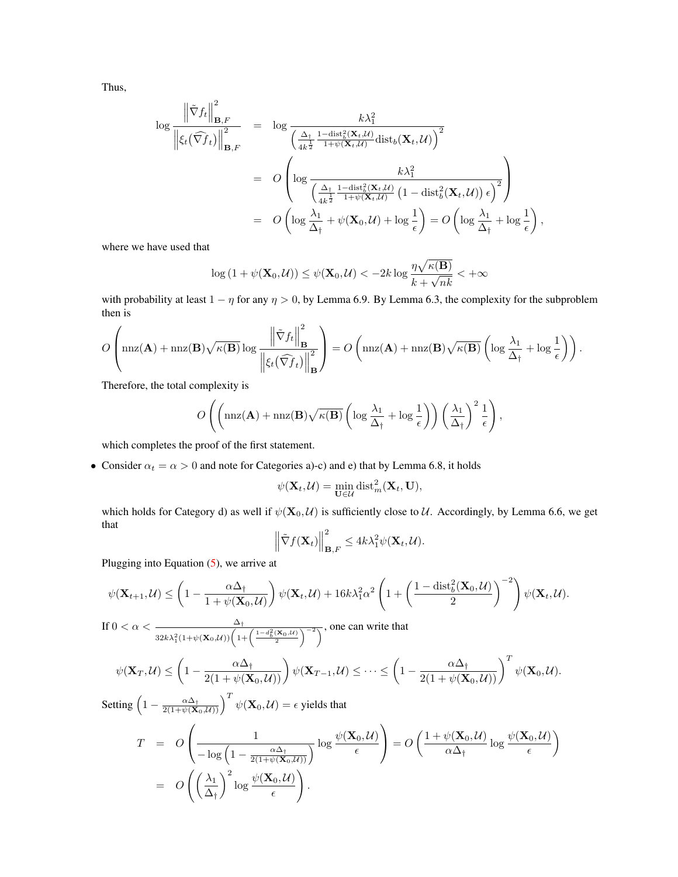Thus,

$$
\begin{aligned}
\log \frac{\left\|\tilde{\nabla} f_t\right\|_{\mathbf{B},F}^2}{\left\|\xi_t(\widehat{\nabla} f_t)\right\|_{\mathbf{B},F}^2} &= \log \frac{k\lambda_1^2}{\left(\frac{\Delta_\dagger}{4k^{\frac{1}{2}}} \frac{1-\mathrm{dist}_b^2(\mathbf{X}_t,\mathcal{U})}{1+\psi(\mathbf{X}_t,\mathcal{U})} \mathrm{dist}_b(\mathbf{X}_t,\mathcal{U})\right)^2} \\
&= O\left(\log \frac{k\lambda_1^2}{\left(\frac{\Delta_\dagger}{4k^{\frac{1}{2}}} \frac{1-\mathrm{dist}_b^2(\mathbf{X}_t,\mathcal{U})}{1+\psi(\mathbf{X}_t,\mathcal{U})} \left(1-\mathrm{dist}_b^2(\mathbf{X}_t,\mathcal{U})\right)\epsilon\right)^2}\right) \\
&= O\left(\log \frac{\lambda_1}{\Delta_\dagger} + \psi(\mathbf{X}_0,\mathcal{U}) + \log \frac{1}{\epsilon}\right) = O\left(\log \frac{\lambda_1}{\Delta_\dagger} + \log \frac{1}{\epsilon}\right),
\end{aligned}
$$

where we have used that

$$
\log\left(1+\psi(\mathbf{X}_0,\mathcal{U})\right) \le \psi(\mathbf{X}_0,\mathcal{U}) < -2k \log \frac{\eta\sqrt{\kappa(\mathbf{B})}}{k+\sqrt{nk}} < +\infty
$$

with probability at least $1-\eta$ for any $\eta > 0$, by Lemma 6.9. By Lemma 6.3, the complexity for the subproblem then is

$$
O\left(\mathrm{nnz}(\mathbf{A}) + \mathrm{nnz}(\mathbf{B})\sqrt{\kappa(\mathbf{B})} \log \frac{\left\|\tilde{\nabla} f_t\right\|_{\mathbf{B}}^2}{\left\|\xi_t(\widehat{\nabla} f_t)\right\|_{\mathbf{B}}^2}\right) = O\left(\mathrm{nnz}(\mathbf{A}) + \mathrm{nnz}(\mathbf{B})\sqrt{\kappa(\mathbf{B})}\left(\log \frac{\lambda_1}{\Delta_\dagger} + \log \frac{1}{\epsilon}\right)\right).
$$

Therefore, the total complexity is

$$
O\left(\left(\mathrm{nnz}(\mathbf{A}) + \mathrm{nnz}(\mathbf{B})\sqrt{\kappa(\mathbf{B})}\left(\log \frac{\lambda_1}{\Delta_\dagger} + \log \frac{1}{\epsilon}\right)\right)\left(\frac{\lambda_1}{\Delta_\dagger}\right)^2 \frac{1}{\epsilon}\right),
$$

which completes the proof of the first statement.

- Consider $\alpha_t = \alpha > 0$ and note for Categories a)-c) and e) that by Lemma 6.8, it holds

$$
\psi(\mathbf{X}_t,\mathcal{U}) = \min_{\mathbf{U}\in\mathcal{U}} \mathrm{dist}_m^2(\mathbf{X}_t,\mathbf{U}),
$$

which holds for Category d) as well if $\psi(\mathbf{X}_0,\mathcal{U})$ is sufficiently close to $\mathcal{U}$. Accordingly, by Lemma 6.6, we get that

$$
\left\|\tilde{\nabla} f(\mathbf{X}_t)\right\|_{\mathbf{B},F}^2 \le 4k\lambda_1^2 \psi(\mathbf{X}_t,\mathcal{U}).
$$

Plugging into Equation (5), we arrive at

$$
\psi(\mathbf{X}_{t+1},\mathcal{U}) \le \left(1 - \frac{\alpha\Delta_\dagger}{1+\psi(\mathbf{X}_0,\mathcal{U})}\right)\psi(\mathbf{X}_t,\mathcal{U}) + 16k\lambda_1^2\alpha^2\left(1 + \left(\frac{1-\mathrm{dist}_b^2(\mathbf{X}_0,\mathcal{U})}{2}\right)^{-2}\right)\psi(\mathbf{X}_t,\mathcal{U}).
$$

If $0 < \alpha < \frac{\Delta_\dagger}{32k\lambda_1^2(1+\psi(\mathbf{X}_0,\mathcal{U}))\left(1+\left(\frac{1-d_b^2(\mathbf{X}_0,\mathcal{U})}{2}\right)^{-2}\right)}$, one can write that

$$
\psi(\mathbf{X}_T,\mathcal{U}) \le \left(1 - \frac{\alpha\Delta_\dagger}{2(1+\psi(\mathbf{X}_0,\mathcal{U}))}\right)\psi(\mathbf{X}_{T-1},\mathcal{U}) \le \cdots \le \left(1 - \frac{\alpha\Delta_\dagger}{2(1+\psi(\mathbf{X}_0,\mathcal{U}))}\right)^T \psi(\mathbf{X}_0,\mathcal{U}).
$$

Setting $\left(1 - \frac{\alpha\Delta_\dagger}{2(1+\psi(\mathbf{X}_0,\mathcal{U}))}\right)^T \psi(\mathbf{X}_0,\mathcal{U}) = \epsilon$ yields that

$$
\begin{aligned}
T &= O\left(\frac{1}{-\log\left(1 - \frac{\alpha\Delta_\dagger}{2(1+\psi(\mathbf{X}_0,\mathcal{U}))}\right)} \log \frac{\psi(\mathbf{X}_0,\mathcal{U})}{\epsilon}\right) = O\left(\frac{1+\psi(\mathbf{X}_0,\mathcal{U})}{\alpha\Delta_\dagger} \log \frac{\psi(\mathbf{X}_0,\mathcal{U})}{\epsilon}\right) \\
&= O\left(\left(\frac{\lambda_1}{\Delta_\dagger}\right)^2 \log \frac{\psi(\mathbf{X}_0,\mathcal{U})}{\epsilon}\right).
\end{aligned}
$$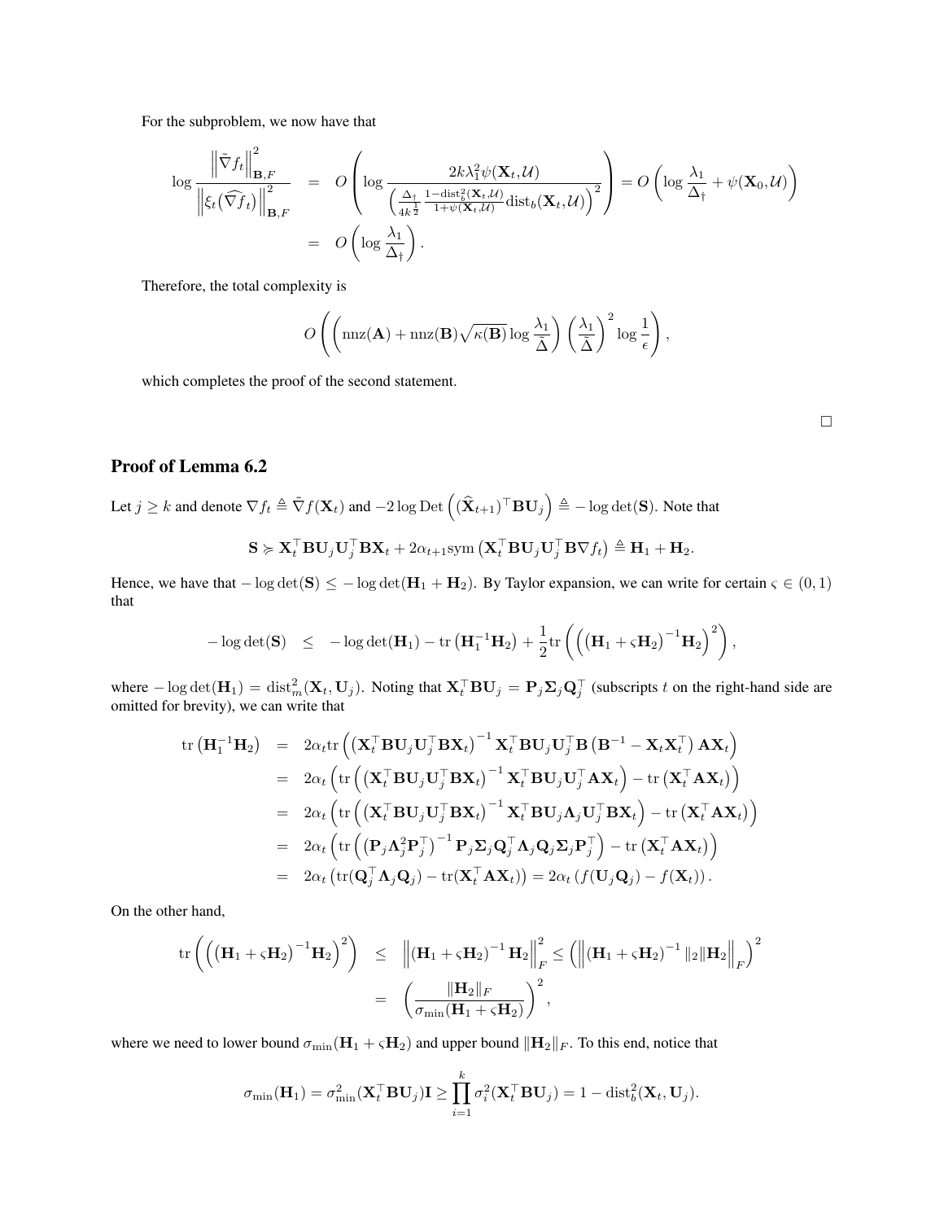For the subproblem, we now have that

$$
\begin{aligned}
\log \frac{\left\|\tilde{\nabla} f_t\right\|_{\mathbf{B},F}^2}{\left\|\xi_t\big(\widehat{\nabla f}_t\big)\right\|_{\mathbf{B},F}^2} &= O\left(\log \frac{2k\lambda_1^2 \psi(\mathbf{X}_t,\mathcal{U})}{\left(\frac{\Delta_\dagger}{4k^{\frac{1}{2}}}\frac{1-\mathrm{dist}_b^2(\mathbf{X}_t,\mathcal{U})}{1+\psi(\mathbf{X}_t,\mathcal{U})}\mathrm{dist}_b(\mathbf{X}_t,\mathcal{U})\right)^2}\right) = O\left(\log\frac{\lambda_1}{\Delta_\dagger} + \psi(\mathbf{X}_0,\mathcal{U})\right) \\
&= O\left(\log \frac{\lambda_1}{\Delta_\dagger}\right).
\end{aligned}
$$

Therefore, the total complexity is

$$
O\left(\left(\mathrm{nnz}(\mathbf{A}) + \mathrm{nnz}(\mathbf{B})\sqrt{\kappa(\mathbf{B})}\log\frac{\lambda_1}{\tilde{\Delta}}\right)\left(\frac{\lambda_1}{\tilde{\Delta}}\right)^2 \log\frac{1}{\epsilon}\right),
$$

which completes the proof of the second statement.

□

## Proof of Lemma 6.2

Let $j \geq k$ and denote $\nabla f_t \triangleq \tilde{\nabla} f(\mathbf{X}_t)$ and $-2\log \mathrm{Det}\left((\widehat{\mathbf{X}}_{t+1})^\top \mathbf{B}\mathbf{U}_j\right) \triangleq -\log\det(\mathbf{S})$. Note that

$$
\mathbf{S} \succcurlyeq \mathbf{X}_t^\top \mathbf{B}\mathbf{U}_j\mathbf{U}_j^\top \mathbf{B}\mathbf{X}_t + 2\alpha_{t+1}\mathrm{sym}\left(\mathbf{X}_t^\top \mathbf{B}\mathbf{U}_j\mathbf{U}_j^\top \mathbf{B}\nabla f_t\right) \triangleq \mathbf{H}_1 + \mathbf{H}_2.
$$

Hence, we have that $-\log\det(\mathbf{S}) \leq -\log\det(\mathbf{H}_1+\mathbf{H}_2)$. By Taylor expansion, we can write for certain $\varsigma \in (0,1)$ that

$$
-\log\det(\mathbf{S}) \quad \leq \quad -\log\det(\mathbf{H}_1) - \mathrm{tr}\left(\mathbf{H}_1^{-1}\mathbf{H}_2\right) + \frac{1}{2}\mathrm{tr}\left(\left(\left(\mathbf{H}_1+\varsigma\mathbf{H}_2\right)^{-1}\mathbf{H}_2\right)^2\right),
$$

where $-\log\det(\mathbf{H}_1) = \mathrm{dist}_m^2(\mathbf{X}_t,\mathbf{U}_j)$. Noting that $\mathbf{X}_t^\top \mathbf{B}\mathbf{U}_j = \mathbf{P}_j\mathbf{\Sigma}_j\mathbf{Q}_j^\top$ (subscripts $t$ on the right-hand side are omitted for brevity), we can write that

$$
\begin{aligned}
\mathrm{tr}\left(\mathbf{H}_1^{-1}\mathbf{H}_2\right) &= 2\alpha_t \mathrm{tr}\left(\left(\mathbf{X}_t^\top \mathbf{B}\mathbf{U}_j\mathbf{U}_j^\top\mathbf{B}\mathbf{X}_t\right)^{-1}\mathbf{X}_t^\top\mathbf{B}\mathbf{U}_j\mathbf{U}_j^\top\mathbf{B}\left(\mathbf{B}^{-1}-\mathbf{X}_t\mathbf{X}_t^\top\right)\mathbf{A}\mathbf{X}_t\right) \\
&= 2\alpha_t\left(\mathrm{tr}\left(\left(\mathbf{X}_t^\top \mathbf{B}\mathbf{U}_j\mathbf{U}_j^\top\mathbf{B}\mathbf{X}_t\right)^{-1}\mathbf{X}_t^\top\mathbf{B}\mathbf{U}_j\mathbf{U}_j^\top\mathbf{A}\mathbf{X}_t\right) - \mathrm{tr}\left(\mathbf{X}_t^\top\mathbf{A}\mathbf{X}_t\right)\right) \\
&= 2\alpha_t\left(\mathrm{tr}\left(\left(\mathbf{X}_t^\top \mathbf{B}\mathbf{U}_j\mathbf{U}_j^\top\mathbf{B}\mathbf{X}_t\right)^{-1}\mathbf{X}_t^\top\mathbf{B}\mathbf{U}_j\mathbf{\Lambda}_j\mathbf{U}_j^\top\mathbf{B}\mathbf{X}_t\right) - \mathrm{tr}\left(\mathbf{X}_t^\top\mathbf{A}\mathbf{X}_t\right)\right) \\
&= 2\alpha_t\left(\mathrm{tr}\left(\left(\mathbf{P}_j\mathbf{\Lambda}_j^2\mathbf{P}_j^\top\right)^{-1}\mathbf{P}_j\mathbf{\Sigma}_j\mathbf{Q}_j^\top\mathbf{\Lambda}_j\mathbf{Q}_j\mathbf{\Sigma}_j\mathbf{P}_j^\top\right) - \mathrm{tr}\left(\mathbf{X}_t^\top\mathbf{A}\mathbf{X}_t\right)\right) \\
&= 2\alpha_t\left(\mathrm{tr}(\mathbf{Q}_j^\top\mathbf{\Lambda}_j\mathbf{Q}_j) - \mathrm{tr}(\mathbf{X}_t^\top\mathbf{A}\mathbf{X}_t)\right) = 2\alpha_t\left(f(\mathbf{U}_j\mathbf{Q}_j) - f(\mathbf{X}_t)\right).
\end{aligned}
$$

On the other hand,

$$
\begin{aligned}
\mathrm{tr}\left(\left(\left(\mathbf{H}_1+\varsigma\mathbf{H}_2\right)^{-1}\mathbf{H}_2\right)^2\right) &\leq \left\|\left(\mathbf{H}_1+\varsigma\mathbf{H}_2\right)^{-1}\mathbf{H}_2\right\|_F^2 \leq \left(\left\|\left(\mathbf{H}_1+\varsigma\mathbf{H}_2\right)^{-1}\|_2\|\mathbf{H}_2\right\|_F\right)^2 \\
&= \left(\frac{\|\mathbf{H}_2\|_F}{\sigma_{\min}(\mathbf{H}_1+\varsigma\mathbf{H}_2)}\right)^2,
\end{aligned}
$$

where we need to lower bound $\sigma_{\min}(\mathbf{H}_1+\varsigma\mathbf{H}_2)$ and upper bound $\|\mathbf{H}_2\|_F$. To this end, notice that

$$
\sigma_{\min}(\mathbf{H}_1) = \sigma_{\min}^2(\mathbf{X}_t^\top\mathbf{B}\mathbf{U}_j)\mathbf{I} \geq \prod_{i=1}^k \sigma_i^2(\mathbf{X}_t^\top\mathbf{B}\mathbf{U}_j) = 1 - \mathrm{dist}_b^2(\mathbf{X}_t,\mathbf{U}_j).
$$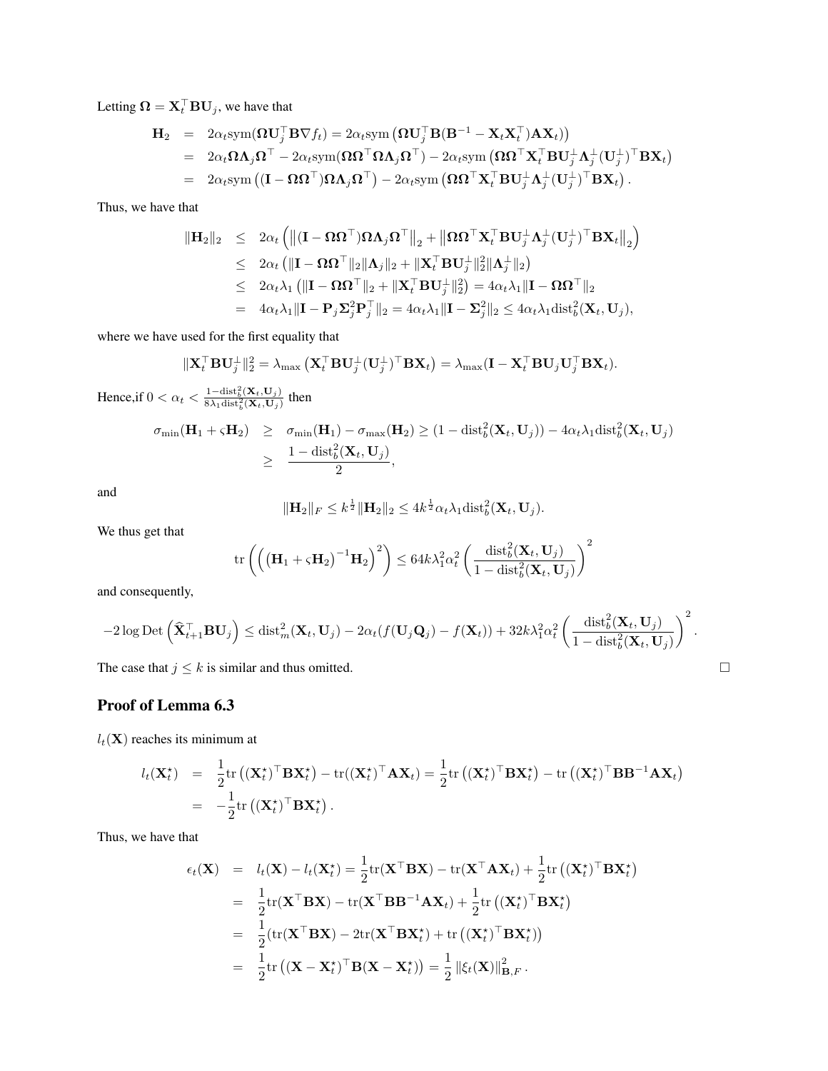Letting $\mathbf{\Omega} = \mathbf{X}_t^\top \mathbf{B}\mathbf{U}_j$, we have that

$$
\begin{aligned}
\mathbf{H}_2 &= 2\alpha_t \mathrm{sym}(\mathbf{\Omega}\mathbf{U}_j^\top \mathbf{B}\nabla f_t) = 2\alpha_t \mathrm{sym}\left(\mathbf{\Omega}\mathbf{U}_j^\top \mathbf{B}(\mathbf{B}^{-1} - \mathbf{X}_t\mathbf{X}_t^\top)\mathbf{A}\mathbf{X}_t)\right) \\
&= 2\alpha_t \mathbf{\Omega}\mathbf{\Lambda}_j\mathbf{\Omega}^\top - 2\alpha_t \mathrm{sym}(\mathbf{\Omega}\mathbf{\Omega}^\top \mathbf{\Omega}\mathbf{\Lambda}_j\mathbf{\Omega}^\top) - 2\alpha_t \mathrm{sym}\left(\mathbf{\Omega}\mathbf{\Omega}^\top \mathbf{X}_t^\top \mathbf{B}\mathbf{U}_j^\perp \mathbf{\Lambda}_j^\perp (\mathbf{U}_j^\perp)^\top \mathbf{B}\mathbf{X}_t\right) \\
&= 2\alpha_t \mathrm{sym}\left((\mathbf{I} - \mathbf{\Omega}\mathbf{\Omega}^\top)\mathbf{\Omega}\mathbf{\Lambda}_j\mathbf{\Omega}^\top\right) - 2\alpha_t \mathrm{sym}\left(\mathbf{\Omega}\mathbf{\Omega}^\top \mathbf{X}_t^\top \mathbf{B}\mathbf{U}_j^\perp \mathbf{\Lambda}_j^\perp (\mathbf{U}_j^\perp)^\top \mathbf{B}\mathbf{X}_t\right).
\end{aligned}
$$

Thus, we have that

$$
\begin{aligned}
\|\mathbf{H}_2\|_2 &\leq 2\alpha_t \left( \left\|(\mathbf{I} - \mathbf{\Omega}\mathbf{\Omega}^\top)\mathbf{\Omega}\mathbf{\Lambda}_j\mathbf{\Omega}^\top\right\|_2 + \left\|\mathbf{\Omega}\mathbf{\Omega}^\top \mathbf{X}_t^\top \mathbf{B}\mathbf{U}_j^\perp \mathbf{\Lambda}_j^\perp (\mathbf{U}_j^\perp)^\top \mathbf{B}\mathbf{X}_t\right\|_2 \right) \\
&\leq 2\alpha_t \left( \|\mathbf{I} - \mathbf{\Omega}\mathbf{\Omega}^\top\|_2 \|\mathbf{\Lambda}_j\|_2 + \|\mathbf{X}_t^\top \mathbf{B}\mathbf{U}_j^\perp\|_2^2 \|\mathbf{\Lambda}_j^\perp\|_2 \right) \\
&\leq 2\alpha_t \lambda_1 \left( \|\mathbf{I} - \mathbf{\Omega}\mathbf{\Omega}^\top\|_2 + \|\mathbf{X}_t^\top \mathbf{B}\mathbf{U}_j^\perp\|_2^2 \right) = 4\alpha_t \lambda_1 \|\mathbf{I} - \mathbf{\Omega}\mathbf{\Omega}^\top\|_2 \\
&= 4\alpha_t \lambda_1 \|\mathbf{I} - \mathbf{P}_j \mathbf{\Sigma}_j^2 \mathbf{P}_j^\top\|_2 = 4\alpha_t \lambda_1 \|\mathbf{I} - \mathbf{\Sigma}_j^2\|_2 \leq 4\alpha_t \lambda_1 \mathrm{dist}_b^2(\mathbf{X}_t, \mathbf{U}_j),
\end{aligned}
$$

where we have used for the first equality that

$$
\|\mathbf{X}_t^\top \mathbf{B}\mathbf{U}_j^\perp\|_2^2 = \lambda_{\max}\left(\mathbf{X}_t^\top \mathbf{B}\mathbf{U}_j^\perp (\mathbf{U}_j^\perp)^\top \mathbf{B}\mathbf{X}_t\right) = \lambda_{\max}(\mathbf{I} - \mathbf{X}_t^\top \mathbf{B}\mathbf{U}_j \mathbf{U}_j^\top \mathbf{B}\mathbf{X}_t).
$$

Hence,if $0 < \alpha_t < \frac{1 - \mathrm{dist}_b^2(\mathbf{X}_t, \mathbf{U}_j)}{8\lambda_1 \mathrm{dist}_b^2(\mathbf{X}_t, \mathbf{U}_j)}$ then

$$
\begin{aligned}
\sigma_{\min}(\mathbf{H}_1 + \varsigma\mathbf{H}_2) &\geq \sigma_{\min}(\mathbf{H}_1) - \sigma_{\max}(\mathbf{H}_2) \geq (1 - \mathrm{dist}_b^2(\mathbf{X}_t, \mathbf{U}_j)) - 4\alpha_t \lambda_1 \mathrm{dist}_b^2(\mathbf{X}_t, \mathbf{U}_j) \\
&\geq \frac{1 - \mathrm{dist}_b^2(\mathbf{X}_t, \mathbf{U}_j)}{2},
\end{aligned}
$$

and

$$
\|\mathbf{H}_2\|_F \leq k^{\frac{1}{2}} \|\mathbf{H}_2\|_2 \leq 4k^{\frac{1}{2}} \alpha_t \lambda_1 \mathrm{dist}_b^2(\mathbf{X}_t, \mathbf{U}_j).
$$

We thus get that

$$
\mathrm{tr}\left( \left( \left(\mathbf{H}_1 + \varsigma\mathbf{H}_2\right)^{-1} \mathbf{H}_2 \right)^2 \right) \leq 64k\lambda_1^2 \alpha_t^2 \left( \frac{\mathrm{dist}_b^2(\mathbf{X}_t, \mathbf{U}_j)}{1 - \mathrm{dist}_b^2(\mathbf{X}_t, \mathbf{U}_j)} \right)^2
$$

and consequently,

$$
-2\log \mathrm{Det}\left(\widehat{\mathbf{X}}_{t+1}^\top \mathbf{B}\mathbf{U}_j\right) \leq \mathrm{dist}_m^2(\mathbf{X}_t, \mathbf{U}_j) - 2\alpha_t(f(\mathbf{U}_j\mathbf{Q}_j) - f(\mathbf{X}_t)) + 32k\lambda_1^2 \alpha_t^2 \left( \frac{\mathrm{dist}_b^2(\mathbf{X}_t, \mathbf{U}_j)}{1 - \mathrm{dist}_b^2(\mathbf{X}_t, \mathbf{U}_j)} \right)^2.
$$

The case that $j \leq k$ is similar and thus omitted. □

## Proof of Lemma 6.3

$l_t(\mathbf{X})$ reaches its minimum at

$$
\begin{aligned}
l_t(\mathbf{X}_t^\star) &= \frac{1}{2}\mathrm{tr}\left((\mathbf{X}_t^\star)^\top \mathbf{B}\mathbf{X}_t^\star\right) - \mathrm{tr}((\mathbf{X}_t^\star)^\top \mathbf{A}\mathbf{X}_t) = \frac{1}{2}\mathrm{tr}\left((\mathbf{X}_t^\star)^\top \mathbf{B}\mathbf{X}_t^\star\right) - \mathrm{tr}\left((\mathbf{X}_t^\star)^\top \mathbf{B}\mathbf{B}^{-1}\mathbf{A}\mathbf{X}_t\right) \\
&= -\frac{1}{2}\mathrm{tr}\left((\mathbf{X}_t^\star)^\top \mathbf{B}\mathbf{X}_t^\star\right).
\end{aligned}
$$

Thus, we have that

$$
\begin{aligned}
\epsilon_t(\mathbf{X}) &= l_t(\mathbf{X}) - l_t(\mathbf{X}_t^\star) = \frac{1}{2}\mathrm{tr}(\mathbf{X}^\top \mathbf{B}\mathbf{X}) - \mathrm{tr}(\mathbf{X}^\top \mathbf{A}\mathbf{X}_t) + \frac{1}{2}\mathrm{tr}\left((\mathbf{X}_t^\star)^\top \mathbf{B}\mathbf{X}_t^\star\right) \\
&= \frac{1}{2}\mathrm{tr}(\mathbf{X}^\top \mathbf{B}\mathbf{X}) - \mathrm{tr}(\mathbf{X}^\top \mathbf{B}\mathbf{B}^{-1}\mathbf{A}\mathbf{X}_t) + \frac{1}{2}\mathrm{tr}\left((\mathbf{X}_t^\star)^\top \mathbf{B}\mathbf{X}_t^\star\right) \\
&= \frac{1}{2}\left(\mathrm{tr}(\mathbf{X}^\top \mathbf{B}\mathbf{X}) - 2\mathrm{tr}(\mathbf{X}^\top \mathbf{B}\mathbf{X}_t^\star) + \mathrm{tr}\left((\mathbf{X}_t^\star)^\top \mathbf{B}\mathbf{X}_t^\star\right)\right) \\
&= \frac{1}{2}\mathrm{tr}\left((\mathbf{X} - \mathbf{X}_t^\star)^\top \mathbf{B}(\mathbf{X} - \mathbf{X}_t^\star)\right) = \frac{1}{2}\|\xi_t(\mathbf{X})\|_{\mathbf{B},F}^2.
\end{aligned}
$$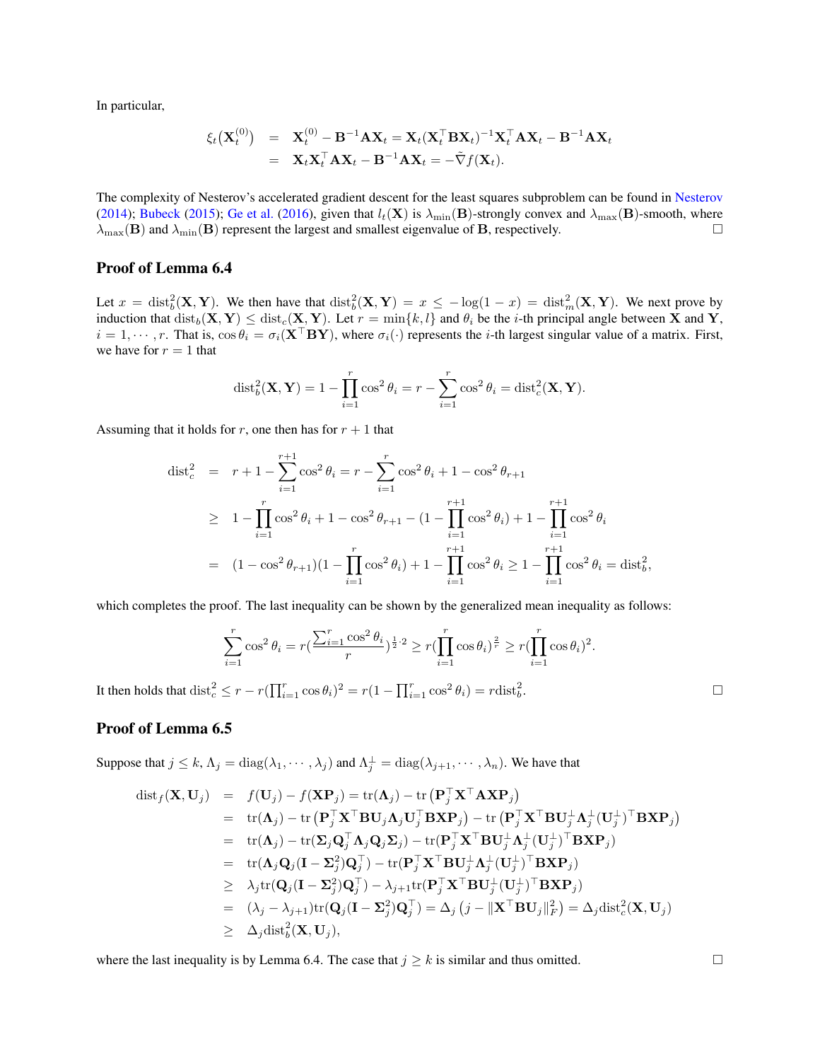In particular,

$$
\begin{aligned}
\xi_t(\mathbf{X}_t^{(0)}) &= \mathbf{X}_t^{(0)} - \mathbf{B}^{-1}\mathbf{A}\mathbf{X}_t = \mathbf{X}_t(\mathbf{X}_t^\top \mathbf{B}\mathbf{X}_t)^{-1}\mathbf{X}_t^\top \mathbf{A}\mathbf{X}_t - \mathbf{B}^{-1}\mathbf{A}\mathbf{X}_t \\
&= \mathbf{X}_t\mathbf{X}_t^\top \mathbf{A}\mathbf{X}_t - \mathbf{B}^{-1}\mathbf{A}\mathbf{X}_t = -\tilde{\nabla} f(\mathbf{X}_t).
\end{aligned}
$$

The complexity of Nesterov's accelerated gradient descent for the least squares subproblem can be found in Nesterov (2014); Bubeck (2015); Ge et al. (2016), given that $l_t(\mathbf{X})$ is $\lambda_{\min}(\mathbf{B})$-strongly convex and $\lambda_{\max}(\mathbf{B})$-smooth, where $\lambda_{\max}(\mathbf{B})$ and $\lambda_{\min}(\mathbf{B})$ represent the largest and smallest eigenvalue of $\mathbf{B}$, respectively. □

## Proof of Lemma 6.4

Let $x = \text{dist}_b^2(\mathbf{X}, \mathbf{Y})$. We then have that $\text{dist}_b^2(\mathbf{X}, \mathbf{Y}) = x \leq -\log(1-x) = \text{dist}_m^2(\mathbf{X}, \mathbf{Y})$. We next prove by induction that $\text{dist}_b(\mathbf{X}, \mathbf{Y}) \leq \text{dist}_c(\mathbf{X}, \mathbf{Y})$. Let $r = \min\{k, l\}$ and $\theta_i$ be the $i$-th principal angle between $\mathbf{X}$ and $\mathbf{Y}$, $i = 1, \cdots, r$. That is, $\cos\theta_i = \sigma_i(\mathbf{X}^\top \mathbf{B}\mathbf{Y})$, where $\sigma_i(\cdot)$ represents the $i$-th largest singular value of a matrix. First, we have for $r = 1$ that

$$
\text{dist}_b^2(\mathbf{X}, \mathbf{Y}) = 1 - \prod_{i=1}^r \cos^2\theta_i = r - \sum_{i=1}^r \cos^2\theta_i = \text{dist}_c^2(\mathbf{X}, \mathbf{Y}).
$$

Assuming that it holds for $r$, one then has for $r+1$ that

$$
\begin{aligned}
\text{dist}_c^2 &= r + 1 - \sum_{i=1}^{r+1}\cos^2\theta_i = r - \sum_{i=1}^{r}\cos^2\theta_i + 1 - \cos^2\theta_{r+1} \\
&\geq 1 - \prod_{i=1}^r \cos^2\theta_i + 1 - \cos^2\theta_{r+1} - (1 - \prod_{i=1}^{r+1}\cos^2\theta_i) + 1 - \prod_{i=1}^{r+1}\cos^2\theta_i \\
&= (1 - \cos^2\theta_{r+1})(1 - \prod_{i=1}^r \cos^2\theta_i) + 1 - \prod_{i=1}^{r+1}\cos^2\theta_i \geq 1 - \prod_{i=1}^{r+1}\cos^2\theta_i = \text{dist}_b^2,
\end{aligned}
$$

which completes the proof. The last inequality can be shown by the generalized mean inequality as follows:

$$
\sum_{i=1}^r \cos^2\theta_i = r(\frac{\sum_{i=1}^r \cos^2\theta_i}{r})^{\frac{1}{2}\cdot 2} \geq r(\prod_{i=1}^r \cos\theta_i)^{\frac{2}{r}} \geq r(\prod_{i=1}^r \cos\theta_i)^2.
$$

It then holds that $\text{dist}_c^2 \leq r - r(\prod_{i=1}^r \cos\theta_i)^2 = r(1 - \prod_{i=1}^r \cos^2\theta_i) = r\text{dist}_b^2$. □

## Proof of Lemma 6.5

Suppose that $j \leq k$, $\Lambda_j = \text{diag}(\lambda_1, \cdots, \lambda_j)$ and $\Lambda_j^\perp = \text{diag}(\lambda_{j+1}, \cdots, \lambda_n)$. We have that

$$
\begin{aligned}
\text{dist}_f(\mathbf{X}, \mathbf{U}_j) &= f(\mathbf{U}_j) - f(\mathbf{X}\mathbf{P}_j) = \text{tr}(\mathbf{\Lambda}_j) - \text{tr}\left(\mathbf{P}_j^\top \mathbf{X}^\top \mathbf{A}\mathbf{X}\mathbf{P}_j\right) \\
&= \text{tr}(\mathbf{\Lambda}_j) - \text{tr}\left(\mathbf{P}_j^\top \mathbf{X}^\top \mathbf{B}\mathbf{U}_j\mathbf{\Lambda}_j\mathbf{U}_j^\top \mathbf{B}\mathbf{X}\mathbf{P}_j\right) - \text{tr}\left(\mathbf{P}_j^\top \mathbf{X}^\top \mathbf{B}\mathbf{U}_j^\perp \mathbf{\Lambda}_j^\perp (\mathbf{U}_j^\perp)^\top \mathbf{B}\mathbf{X}\mathbf{P}_j\right) \\
&= \text{tr}(\mathbf{\Lambda}_j) - \text{tr}(\mathbf{\Sigma}_j\mathbf{Q}_j^\top \mathbf{\Lambda}_j\mathbf{Q}_j\mathbf{\Sigma}_j) - \text{tr}(\mathbf{P}_j^\top \mathbf{X}^\top \mathbf{B}\mathbf{U}_j^\perp \mathbf{\Lambda}_j^\perp (\mathbf{U}_j^\perp)^\top \mathbf{B}\mathbf{X}\mathbf{P}_j) \\
&= \text{tr}(\mathbf{\Lambda}_j\mathbf{Q}_j(\mathbf{I} - \mathbf{\Sigma}_j^2)\mathbf{Q}_j^\top) - \text{tr}(\mathbf{P}_j^\top \mathbf{X}^\top \mathbf{B}\mathbf{U}_j^\perp \mathbf{\Lambda}_j^\perp (\mathbf{U}_j^\perp)^\top \mathbf{B}\mathbf{X}\mathbf{P}_j) \\
&\geq \lambda_j \text{tr}(\mathbf{Q}_j(\mathbf{I} - \mathbf{\Sigma}_j^2)\mathbf{Q}_j^\top) - \lambda_{j+1}\text{tr}(\mathbf{P}_j^\top \mathbf{X}^\top \mathbf{B}\mathbf{U}_j^\perp (\mathbf{U}_j^\perp)^\top \mathbf{B}\mathbf{X}\mathbf{P}_j) \\
&= (\lambda_j - \lambda_{j+1})\text{tr}(\mathbf{Q}_j(\mathbf{I} - \mathbf{\Sigma}_j^2)\mathbf{Q}_j^\top) = \Delta_j\left(j - \|\mathbf{X}^\top \mathbf{B}\mathbf{U}_j\|_F^2\right) = \Delta_j \text{dist}_c^2(\mathbf{X}, \mathbf{U}_j) \\
&\geq \Delta_j \text{dist}_b^2(\mathbf{X}, \mathbf{U}_j),
\end{aligned}
$$

where the last inequality is by Lemma 6.4. The case that $j \geq k$ is similar and thus omitted. □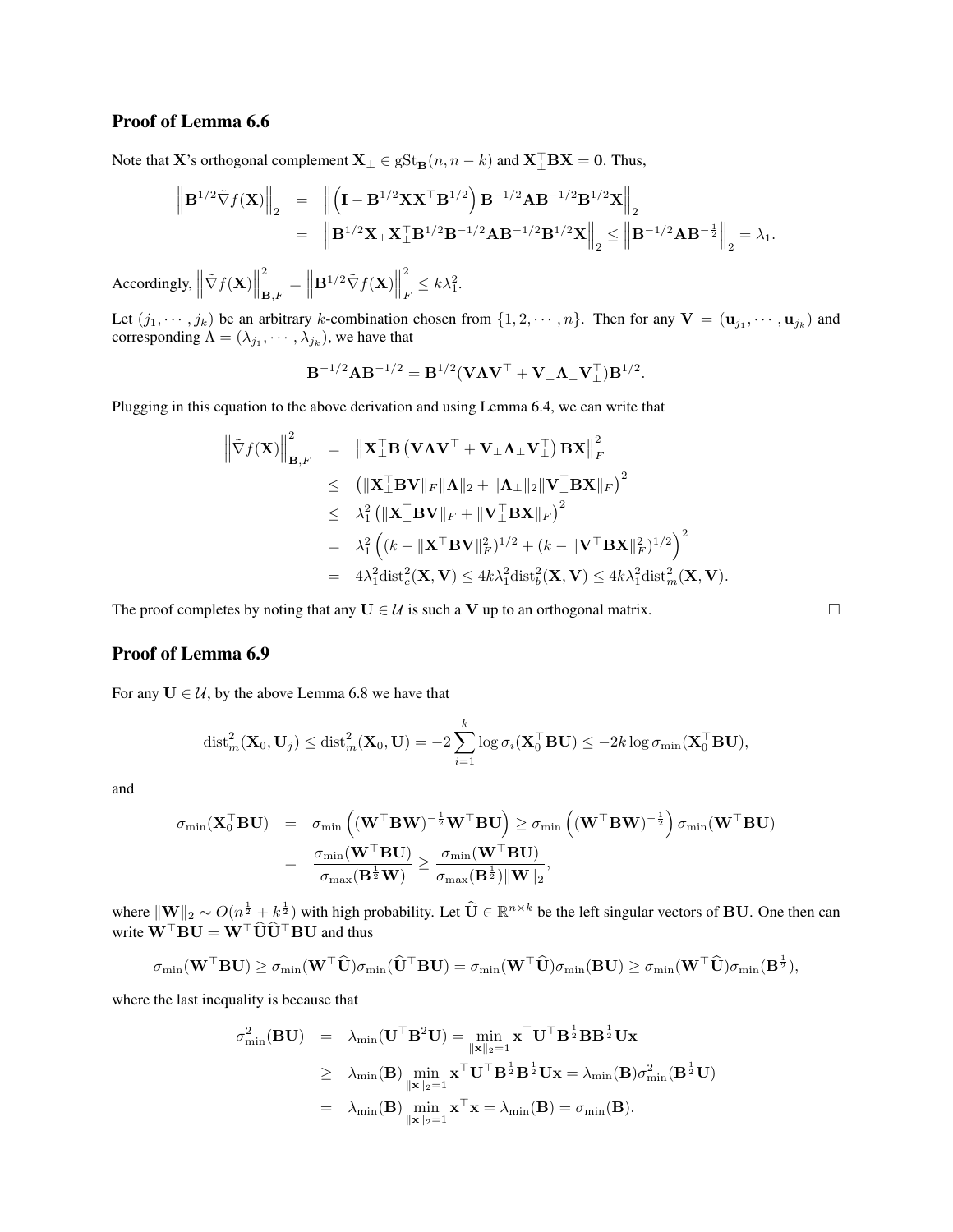## Proof of Lemma 6.6

Note that $\mathbf{X}$'s orthogonal complement $\mathbf{X}_\perp \in \mathrm{gSt}_{\mathbf{B}}(n, n-k)$ and $\mathbf{X}_\perp^\top \mathbf{B}\mathbf{X} = \mathbf{0}$. Thus,

$$
\begin{aligned}
\left\| \mathbf{B}^{1/2} \tilde{\nabla} f(\mathbf{X}) \right\|_2 &= \left\| \left( \mathbf{I} - \mathbf{B}^{1/2}\mathbf{X}\mathbf{X}^\top \mathbf{B}^{1/2} \right) \mathbf{B}^{-1/2}\mathbf{A}\mathbf{B}^{-1/2}\mathbf{B}^{1/2}\mathbf{X} \right\|_2 \\
&= \left\| \mathbf{B}^{1/2}\mathbf{X}_\perp \mathbf{X}_\perp^\top \mathbf{B}^{1/2}\mathbf{B}^{-1/2}\mathbf{A}\mathbf{B}^{-1/2}\mathbf{B}^{1/2}\mathbf{X} \right\|_2 \le \left\| \mathbf{B}^{-1/2}\mathbf{A}\mathbf{B}^{-\frac{1}{2}} \right\|_2 = \lambda_1.
\end{aligned}
$$

Accordingly, $\left\| \tilde{\nabla} f(\mathbf{X}) \right\|_{\mathbf{B},F}^2 = \left\| \mathbf{B}^{1/2} \tilde{\nabla} f(\mathbf{X}) \right\|_F^2 \le k\lambda_1^2$.

Let $(j_1, \cdots, j_k)$ be an arbitrary $k$-combination chosen from $\{1, 2, \cdots, n\}$. Then for any $\mathbf{V} = (\mathbf{u}_{j_1}, \cdots, \mathbf{u}_{j_k})$ and corresponding $\Lambda = (\lambda_{j_1}, \cdots, \lambda_{j_k})$, we have that

$$
\mathbf{B}^{-1/2}\mathbf{A}\mathbf{B}^{-1/2} = \mathbf{B}^{1/2}(\mathbf{V}\mathbf{\Lambda}\mathbf{V}^\top + \mathbf{V}_\perp \mathbf{\Lambda}_\perp \mathbf{V}_\perp^\top)\mathbf{B}^{1/2}.
$$

Plugging in this equation to the above derivation and using Lemma 6.4, we can write that

$$
\begin{aligned}
\left\| \tilde{\nabla} f(\mathbf{X}) \right\|_{\mathbf{B},F}^2 &= \left\| \mathbf{X}_\perp^\top \mathbf{B} \left( \mathbf{V}\mathbf{\Lambda}\mathbf{V}^\top + \mathbf{V}_\perp \mathbf{\Lambda}_\perp \mathbf{V}_\perp^\top \right) \mathbf{B}\mathbf{X} \right\|_F^2 \\
&\le \left( \|\mathbf{X}_\perp^\top \mathbf{B}\mathbf{V}\|_F \|\mathbf{\Lambda}\|_2 + \|\mathbf{\Lambda}_\perp\|_2 \|\mathbf{V}_\perp^\top \mathbf{B}\mathbf{X}\|_F \right)^2 \\
&\le \lambda_1^2 \left( \|\mathbf{X}_\perp^\top \mathbf{B}\mathbf{V}\|_F + \|\mathbf{V}_\perp^\top \mathbf{B}\mathbf{X}\|_F \right)^2 \\
&= \lambda_1^2 \left( (k - \|\mathbf{X}^\top \mathbf{B}\mathbf{V}\|_F^2)^{1/2} + (k - \|\mathbf{V}^\top \mathbf{B}\mathbf{X}\|_F^2)^{1/2} \right)^2 \\
&= 4\lambda_1^2 \mathrm{dist}_c^2(\mathbf{X}, \mathbf{V}) \le 4k\lambda_1^2 \mathrm{dist}_b^2(\mathbf{X}, \mathbf{V}) \le 4k\lambda_1^2 \mathrm{dist}_m^2(\mathbf{X}, \mathbf{V}).
\end{aligned}
$$

The proof completes by noting that any $\mathbf{U} \in \mathcal{U}$ is such a $\mathbf{V}$ up to an orthogonal matrix. $\square$

## Proof of Lemma 6.9

For any $\mathbf{U} \in \mathcal{U}$, by the above Lemma 6.8 we have that

$$
\mathrm{dist}_m^2(\mathbf{X}_0, \mathbf{U}_j) \le \mathrm{dist}_m^2(\mathbf{X}_0, \mathbf{U}) = -2\sum_{i=1}^k \log \sigma_i(\mathbf{X}_0^\top \mathbf{B}\mathbf{U}) \le -2k \log \sigma_{\min}(\mathbf{X}_0^\top \mathbf{B}\mathbf{U}),
$$

and

$$
\begin{aligned}
\sigma_{\min}(\mathbf{X}_0^\top \mathbf{B}\mathbf{U}) &= \sigma_{\min}\left( (\mathbf{W}^\top \mathbf{B}\mathbf{W})^{-\frac{1}{2}} \mathbf{W}^\top \mathbf{B}\mathbf{U} \right) \ge \sigma_{\min}\left( (\mathbf{W}^\top \mathbf{B}\mathbf{W})^{-\frac{1}{2}} \right) \sigma_{\min}(\mathbf{W}^\top \mathbf{B}\mathbf{U}) \\
&= \frac{\sigma_{\min}(\mathbf{W}^\top \mathbf{B}\mathbf{U})}{\sigma_{\max}(\mathbf{B}^{\frac{1}{2}}\mathbf{W})} \ge \frac{\sigma_{\min}(\mathbf{W}^\top \mathbf{B}\mathbf{U})}{\sigma_{\max}(\mathbf{B}^{\frac{1}{2}})\|\mathbf{W}\|_2},
\end{aligned}
$$

where $\|\mathbf{W}\|_2 \sim O(n^{\frac{1}{2}} + k^{\frac{1}{2}})$ with high probability. Let $\widehat{\mathbf{U}} \in \mathbb{R}^{n \times k}$ be the left singular vectors of $\mathbf{B}\mathbf{U}$. One then can write $\mathbf{W}^\top \mathbf{B}\mathbf{U} = \mathbf{W}^\top \widehat{\mathbf{U}}\widehat{\mathbf{U}}^\top \mathbf{B}\mathbf{U}$ and thus

$$
\sigma_{\min}(\mathbf{W}^\top \mathbf{B}\mathbf{U}) \ge \sigma_{\min}(\mathbf{W}^\top \widehat{\mathbf{U}})\sigma_{\min}(\widehat{\mathbf{U}}^\top \mathbf{B}\mathbf{U}) = \sigma_{\min}(\mathbf{W}^\top \widehat{\mathbf{U}})\sigma_{\min}(\mathbf{B}\mathbf{U}) \ge \sigma_{\min}(\mathbf{W}^\top \widehat{\mathbf{U}})\sigma_{\min}(\mathbf{B}^{\frac{1}{2}}),
$$

where the last inequality is because that

$$
\begin{aligned}
\sigma_{\min}^2(\mathbf{B}\mathbf{U}) &= \lambda_{\min}(\mathbf{U}^\top \mathbf{B}^2 \mathbf{U}) = \min_{\|\mathbf{x}\|_2 = 1} \mathbf{x}^\top \mathbf{U}^\top \mathbf{B}^{\frac{1}{2}} \mathbf{B} \mathbf{B}^{\frac{1}{2}} \mathbf{U}\mathbf{x} \\
&\ge \lambda_{\min}(\mathbf{B}) \min_{\|\mathbf{x}\|_2 = 1} \mathbf{x}^\top \mathbf{U}^\top \mathbf{B}^{\frac{1}{2}} \mathbf{B}^{\frac{1}{2}} \mathbf{U}\mathbf{x} = \lambda_{\min}(\mathbf{B}) \sigma_{\min}^2(\mathbf{B}^{\frac{1}{2}}\mathbf{U}) \\
&= \lambda_{\min}(\mathbf{B}) \min_{\|\mathbf{x}\|_2 = 1} \mathbf{x}^\top \mathbf{x} = \lambda_{\min}(\mathbf{B}) = \sigma_{\min}(\mathbf{B}).
\end{aligned}
$$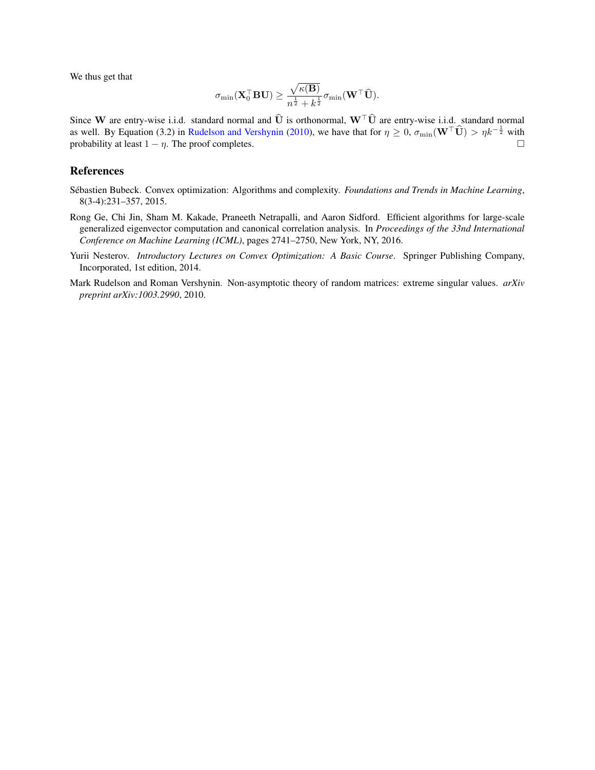We thus get that

$$\sigma_{\min}(\mathbf{X}_0^\top \mathbf{B}\mathbf{U}) \geq \frac{\sqrt{\kappa(\mathbf{B})}}{n^{\frac{1}{2}} + k^{\frac{1}{2}}} \sigma_{\min}(\mathbf{W}^\top \widehat{\mathbf{U}}).$$

Since $\mathbf{W}$ are entry-wise i.i.d. standard normal and $\widehat{\mathbf{U}}$ is orthonormal, $\mathbf{W}^\top \widehat{\mathbf{U}}$ are entry-wise i.i.d. standard normal as well. By Equation (3.2) in Rudelson and Vershynin (2010), we have that for $\eta \geq 0$, $\sigma_{\min}(\mathbf{W}^\top \widehat{\mathbf{U}}) > \eta k^{-\frac{1}{2}}$ with probability at least $1 - \eta$. The proof completes. □

## References

Sébastien Bubeck. Convex optimization: Algorithms and complexity. *Foundations and Trends in Machine Learning*, 8(3-4):231–357, 2015.

Rong Ge, Chi Jin, Sham M. Kakade, Praneeth Netrapalli, and Aaron Sidford. Efficient algorithms for large-scale generalized eigenvector computation and canonical correlation analysis. In *Proceedings of the 33nd International Conference on Machine Learning (ICML)*, pages 2741–2750, New York, NY, 2016.

Yurii Nesterov. *Introductory Lectures on Convex Optimization: A Basic Course*. Springer Publishing Company, Incorporated, 1st edition, 2014.

Mark Rudelson and Roman Vershynin. Non-asymptotic theory of random matrices: extreme singular values. *arXiv preprint arXiv:1003.2990*, 2010.